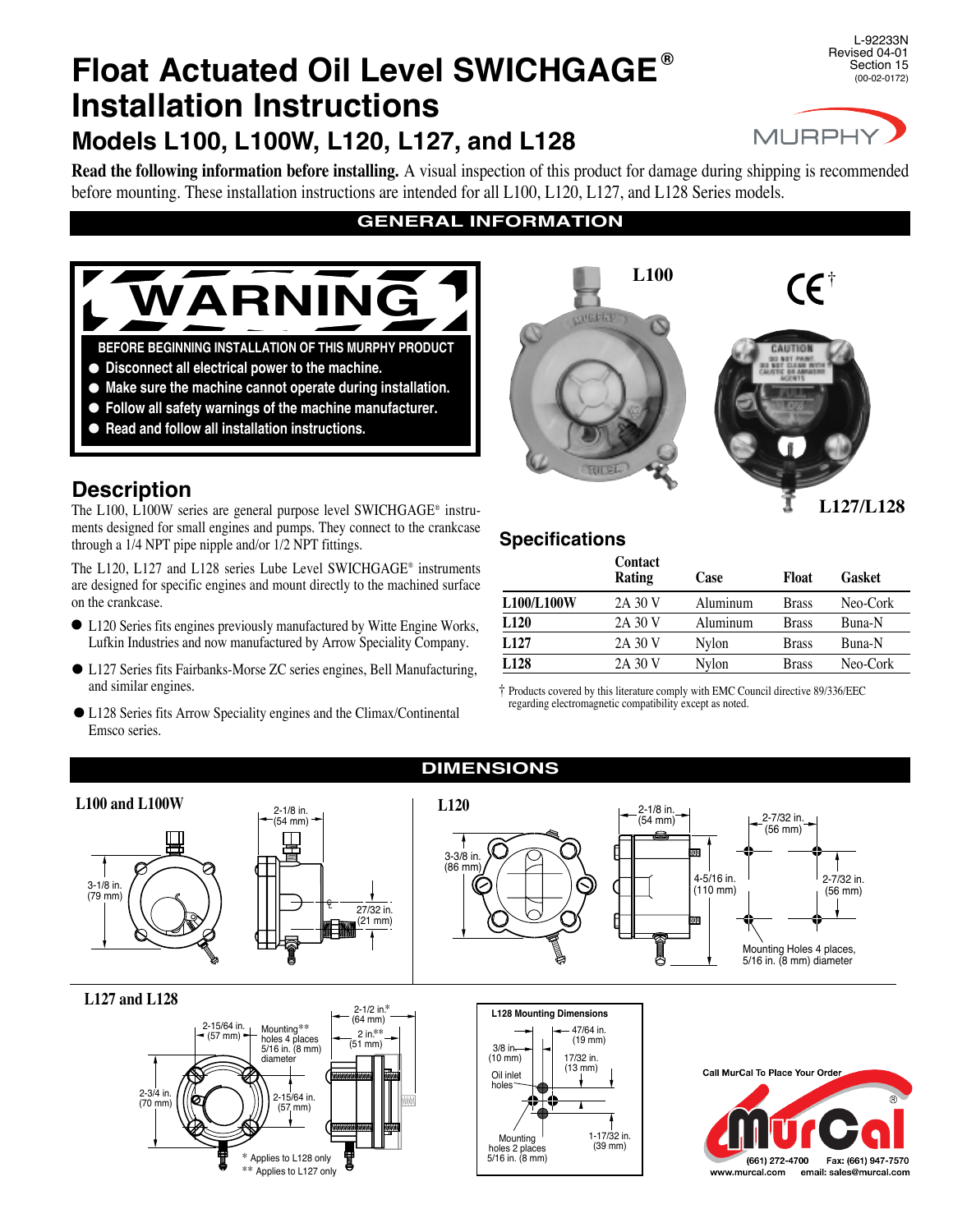L-92233N
Revised 04-01
Section 15
(00-02-0172)

# Float Actuated Oil Level SWICHGAGE® Installation Instructions

## Models L100, L100W, L120, L127, and L128

**Read the following information before installing.** A visual inspection of this product for damage during shipping is recommended before mounting. These installation instructions are intended for all L100, L120, L127, and L128 Series models.

## GENERAL INFORMATION

**WARNING**

**BEFORE BEGINNING INSTALLATION OF THIS MURPHY PRODUCT**

- **Disconnect all electrical power to the machine.**
- **Make sure the machine cannot operate during installation.**
- **Follow all safety warnings of the machine manufacturer.**
- **Read and follow all installation instructions.**

L100

L127/L128

## Description

The L100, L100W series are general purpose level SWICHGAGE® instruments designed for small engines and pumps. They connect to the crankcase through a 1/4 NPT pipe nipple and/or 1/2 NPT fittings.

The L120, L127 and L128 series Lube Level SWICHGAGE® instruments are designed for specific engines and mount directly to the machined surface on the crankcase.

- L120 Series fits engines previously manufactured by Witte Engine Works, Lufkin Industries and now manufactured by Arrow Speciality Company.
- L127 Series fits Fairbanks-Morse ZC series engines, Bell Manufacturing, and similar engines.
- L128 Series fits Arrow Speciality engines and the Climax/Continental Emsco series.

## Specifications

| | Contact Rating | Case | Float | Gasket |
|---|---|---|---|---|
| **L100/L100W** | 2A 30 V | Aluminum | Brass | Neo-Cork |
| **L120** | 2A 30 V | Aluminum | Brass | Buna-N |
| **L127** | 2A 30 V | Nylon | Brass | Buna-N |
| **L128** | 2A 30 V | Nylon | Brass | Neo-Cork |

† Products covered by this literature comply with EMC Council directive 89/336/EEC regarding electromagnetic compatibility except as noted.

## DIMENSIONS

**L100 and L100W**

3-1/8 in. (79 mm); 2-1/8 in. (54 mm); 27/32 in. (21 mm)

**L120**

3-3/8 in. (86 mm); 2-1/8 in. (54 mm); 4-5/16 in. (110 mm); 2-7/32 in. (56 mm); 2-7/32 in. (56 mm)

Mounting Holes 4 places, 5/16 in. (8 mm) diameter

**L127 and L128**

2-15/64 in. (57 mm); Mounting** holes 4 places 5/16 in. (8 mm) diameter; 2-1/2 in.* (64 mm); 2 in.** (51 mm); 2-3/4 in. (70 mm); 2-15/64 in. (57 mm)

\* Applies to L128 only
\** Applies to L127 only

**L128 Mounting Dimensions**

3/8 in. (10 mm); 47/64 in. (19 mm); 17/32 in. (13 mm); Oil inlet holes; Mounting holes 2 places 5/16 in. (8 mm); 1-17/32 in. (39 mm)

Call MurCal To Place Your Order
(661) 272-4700  Fax: (661) 947-7570
www.murcal.com  email: sales@murcal.com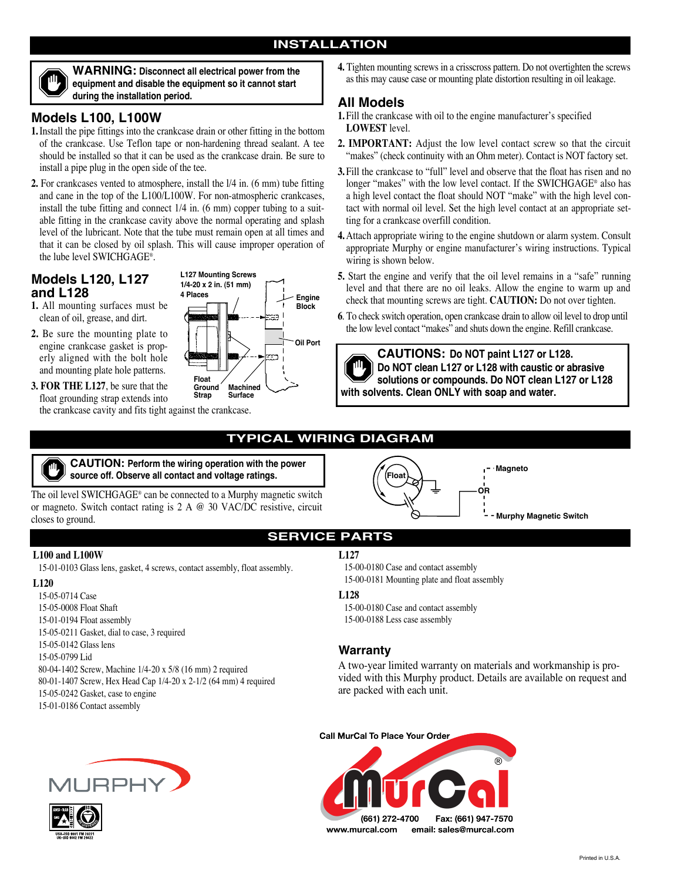## INSTALLATION

**WARNING: Disconnect all electrical power from the equipment and disable the equipment so it cannot start during the installation period.**

### Models L100, L100W

1. Install the pipe fittings into the crankcase drain or other fitting in the bottom of the crankcase. Use Teflon tape or non-hardening thread sealant. A tee should be installed so that it can be used as the crankcase drain. Be sure to install a pipe plug in the open side of the tee.
2. For crankcases vented to atmosphere, install the l/4 in. (6 mm) tube fitting and cane in the top of the L100/L100W. For non-atmospheric crankcases, install the tube fitting and connect 1/4 in. (6 mm) copper tubing to a suitable fitting in the crankcase cavity above the normal operating and splash level of the lubricant. Note that the tube must remain open at all times and that it can be closed by oil splash. This will cause improper operation of the lube level SWICHGAGE®.

### Models L120, L127 and L128

1. All mounting surfaces must be clean of oil, grease, and dirt.
2. Be sure the mounting plate to engine crankcase gasket is properly aligned with the bolt hole and mounting plate hole patterns.
3. **FOR THE L127**, be sure that the float grounding strap extends into the crankcase cavity and fits tight against the crankcase.

L127 Mounting Screws
1/4-20 x 2 in. (51 mm)
4 Places
Engine Block
Oil Port
Float Ground Strap
Machined Surface

4. Tighten mounting screws in a crisscross pattern. Do not overtighten the screws as this may cause case or mounting plate distortion resulting in oil leakage.

### All Models

1. Fill the crankcase with oil to the engine manufacturer's specified **LOWEST** level.
2. **IMPORTANT:** Adjust the low level contact screw so that the circuit "makes" (check continuity with an Ohm meter). Contact is NOT factory set.
3. Fill the crankcase to "full" level and observe that the float has risen and no longer "makes" with the low level contact. If the SWICHGAGE® also has a high level contact the float should NOT "make" with the high level contact with normal oil level. Set the high level contact at an appropriate setting for a crankcase overfill condition.
4. Attach appropriate wiring to the engine shutdown or alarm system. Consult appropriate Murphy or engine manufacturer's wiring instructions. Typical wiring is shown below.
5. Start the engine and verify that the oil level remains in a "safe" running level and that there are no oil leaks. Allow the engine to warm up and check that mounting screws are tight. **CAUTION:** Do not over tighten.
6. To check switch operation, open crankcase drain to allow oil level to drop until the low level contact "makes" and shuts down the engine. Refill crankcase.

**CAUTIONS: Do NOT paint L127 or L128. Do NOT clean L127 or L128 with caustic or abrasive solutions or compounds. Do NOT clean L127 or L128 with solvents. Clean ONLY with soap and water.**

## TYPICAL WIRING DIAGRAM

**CAUTION: Perform the wiring operation with the power source off. Observe all contact and voltage ratings.**

The oil level SWICHGAGE® can be connected to a Murphy magnetic switch or magneto. Switch contact rating is 2 A @ 30 VAC/DC resistive, circuit closes to ground.

Float
Magneto
OR
Murphy Magnetic Switch

## SERVICE PARTS

**L100 and L100W**

15-01-0103 Glass lens, gasket, 4 screws, contact assembly, float assembly.

**L120**

15-05-0714 Case
15-05-0008 Float Shaft
15-01-0194 Float assembly
15-05-0211 Gasket, dial to case, 3 required
15-05-0142 Glass lens
15-05-0799 Lid
80-04-1402 Screw, Machine 1/4-20 x 5/8 (16 mm) 2 required
80-01-1407 Screw, Hex Head Cap 1/4-20 x 2-1/2 (64 mm) 4 required
15-05-0242 Gasket, case to engine
15-01-0186 Contact assembly

**L127**

15-00-0180 Case and contact assembly
15-00-0181 Mounting plate and float assembly

**L128**

15-00-0180 Case and contact assembly
15-00-0188 Less case assembly

### Warranty

A two-year limited warranty on materials and workmanship is provided with this Murphy product. Details are available on request and are packed with each unit.

MURPHY

USA–ISO 9001 FM 28221
UK–ISO 9002 FM 29422

Call MurCal To Place Your Order

MurCal®

(661) 272-4700 Fax: (661) 947-7570
www.murcal.com email: sales@murcal.com

Printed in U.S.A.